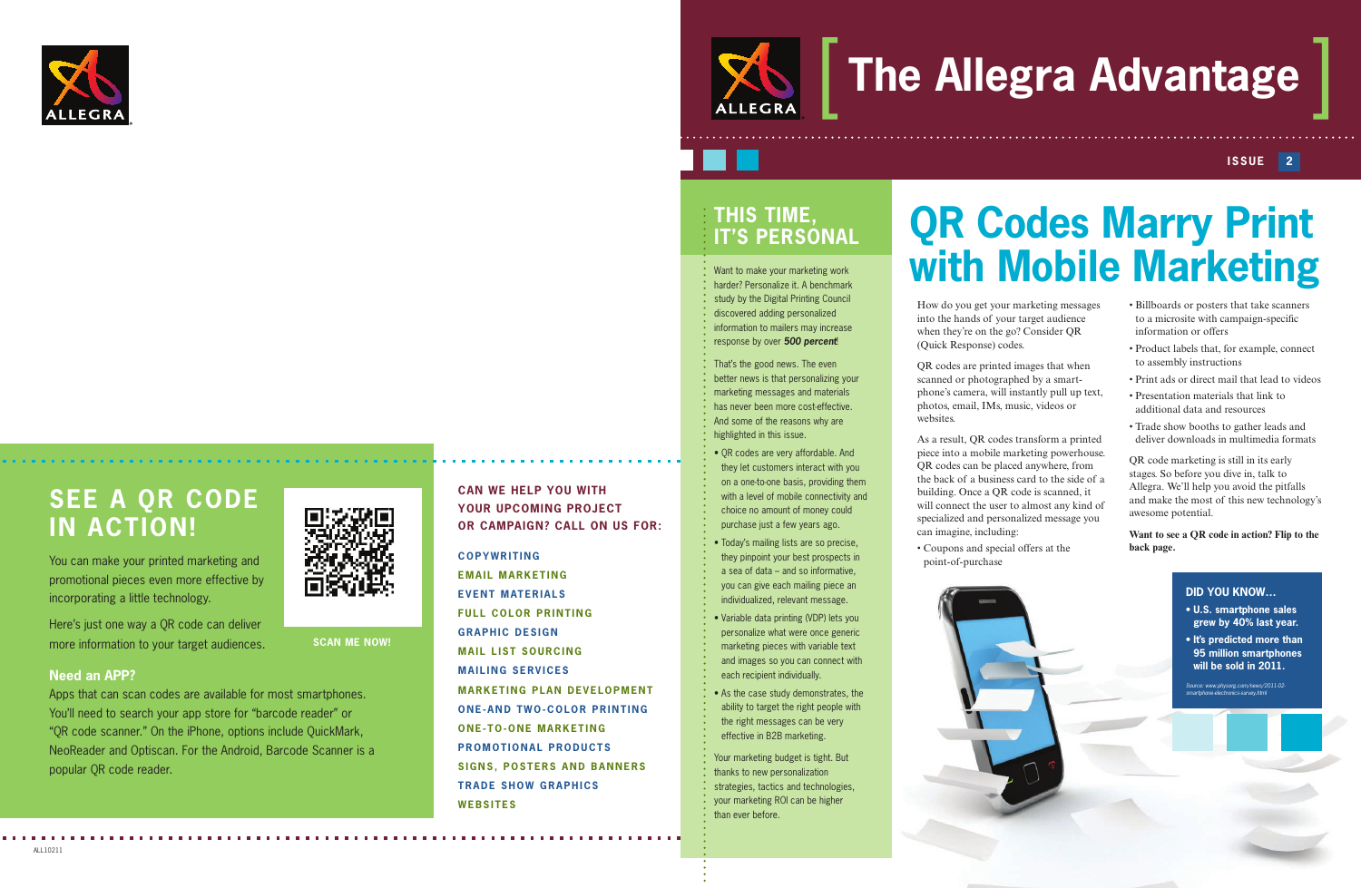ALLEGRA

## SEE A QR CODE IN ACTION!

You can make your printed marketing and promotional pieces even more effective by incorporating a little technology.

Here's just one way a QR code can deliver more information to your target audiences.

SCAN ME NOW!

### Need an APP?

Apps that can scan codes are available for most smartphones. You'll need to search your app store for "barcode reader" or "QR code scanner." On the iPhone, options include QuickMark, NeoReader and Optiscan. For the Android, Barcode Scanner is a popular QR code reader.

**CAN WE HELP YOU WITH YOUR UPCOMING PROJECT OR CAMPAIGN? CALL ON US FOR:**

- COPYWRITING
- EMAIL MARKETING
- EVENT MATERIALS
- FULL COLOR PRINTING
- GRAPHIC DESIGN
- MAIL LIST SOURCING
- MAILING SERVICES
- MARKETING PLAN DEVELOPMENT
- ONE-AND TWO-COLOR PRINTING
- ONE-TO-ONE MARKETING
- PROMOTIONAL PRODUCTS
- SIGNS, POSTERS AND BANNERS
- TRADE SHOW GRAPHICS
- WEBSITES

ALL10211

# The Allegra Advantage

ISSUE 2

## THIS TIME, IT'S PERSONAL

Want to make your marketing work harder? Personalize it. A benchmark study by the Digital Printing Council discovered adding personalized information to mailers may increase response by over ***500 percent***!

That's the good news. The even better news is that personalizing your marketing messages and materials has never been more cost-effective. And some of the reasons why are highlighted in this issue.

- QR codes are very affordable. And they let customers interact with you on a one-to-one basis, providing them with a level of mobile connectivity and choice no amount of money could purchase just a few years ago.
- Today's mailing lists are so precise, they pinpoint your best prospects in a sea of data – and so informative, you can give each mailing piece an individualized, relevant message.
- Variable data printing (VDP) lets you personalize what were once generic marketing pieces with variable text and images so you can connect with each recipient individually.
- As the case study demonstrates, the ability to target the right people with the right messages can be very effective in B2B marketing.

Your marketing budget is tight. But thanks to new personalization strategies, tactics and technologies, your marketing ROI can be higher than ever before.

## QR Codes Marry Print with Mobile Marketing

How do you get your marketing messages into the hands of your target audience when they're on the go? Consider QR (Quick Response) codes.

QR codes are printed images that when scanned or photographed by a smartphone's camera, will instantly pull up text, photos, email, IMs, music, videos or websites.

As a result, QR codes transform a printed piece into a mobile marketing powerhouse. QR codes can be placed anywhere, from the back of a business card to the side of a building. Once a QR code is scanned, it will connect the user to almost any kind of specialized and personalized message you can imagine, including:

- Coupons and special offers at the point-of-purchase
- Billboards or posters that take scanners to a microsite with campaign-specific information or offers
- Product labels that, for example, connect to assembly instructions
- Print ads or direct mail that lead to videos
- Presentation materials that link to additional data and resources
- Trade show booths to gather leads and deliver downloads in multimedia formats

QR code marketing is still in its early stages. So before you dive in, talk to Allegra. We'll help you avoid the pitfalls and make the most of this new technology's awesome potential.

**Want to see a QR code in action? Flip to the back page.**

### DID YOU KNOW...

- **U.S. smartphone sales grew by 40% last year.**
- **It's predicted more than 95 million smartphones will be sold in 2011.**

*Source: www.physorg.com/news/2011-02-smartphone-electronics-survey.html*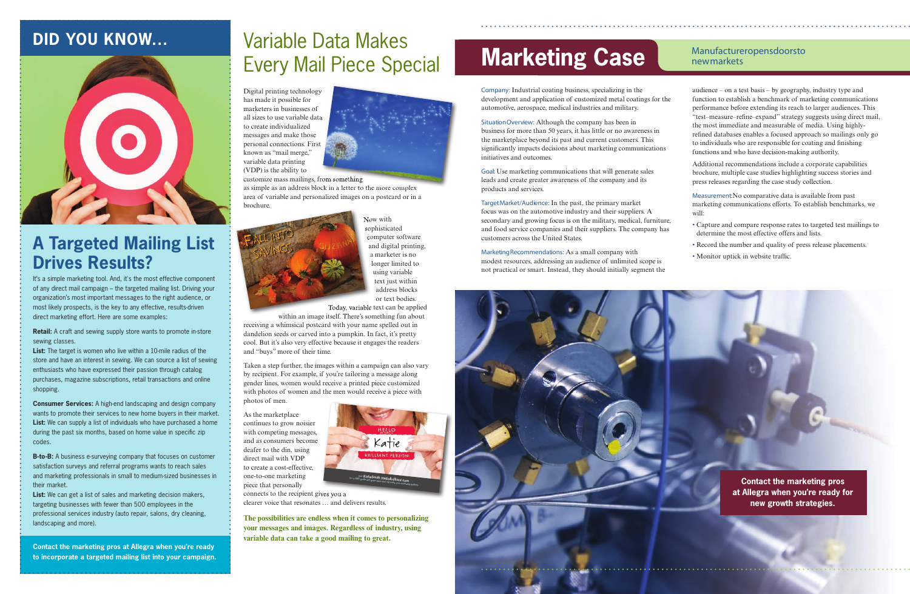## DID YOU KNOW...

# A Targeted Mailing List Drives Results?

It's a simple marketing tool. And, it's the most effective component of any direct mail campaign – the targeted mailing list. Driving your organization's most important messages to the right audience, or most likely prospects, is the key to any effective, results-driven direct marketing effort. Here are some examples:

**Retail:** A craft and sewing supply store wants to promote in-store sewing classes.
**List:** The target is women who live within a 10-mile radius of the store and have an interest in sewing. We can source a list of sewing enthusiasts who have expressed their passion through catalog purchases, magazine subscriptions, retail transactions and online shopping.

**Consumer Services:** A high-end landscaping and design company wants to promote their services to new home buyers in their market.
**List:** We can supply a list of individuals who have purchased a home during the past six months, based on home value in specific zip codes.

**B-to-B:** A business e-surveying company that focuses on customer satisfaction surveys and referral programs wants to reach sales and marketing professionals in small to medium-sized businesses in their market.
**List:** We can get a list of sales and marketing decision makers, targeting businesses with fewer than 500 employees in the professional services industry (auto repair, salons, dry cleaning, landscaping and more).

**Contact the marketing pros at Allegra when you're ready to incorporate a targeted mailing list into your campaign.**

# Variable Data Makes Every Mail Piece Special

Digital printing technology has made it possible for marketers in businesses of all sizes to use variable data to create individualized messages and make those personal connections. First known as "mail merge," variable data printing (VDP) is the ability to customize mass mailings, from something as simple as an address block in a letter to the more complex area of variable and personalized images on a postcard or in a brochure.

Now with sophisticated computer software and digital printing, a marketer is no longer limited to using variable text just within address blocks or text bodies. Today, variable text can be applied within an image itself. There's something fun about receiving a whimsical postcard with your name spelled out in dandelion seeds or carved into a pumpkin. In fact, it's pretty cool. But it's also very effective because it engages the readers and "buys" more of their time.

Taken a step further, the images within a campaign can also vary by recipient. For example, if you're tailoring a message along gender lines, women would receive a printed piece customized with photos of women and the men would receive a piece with photos of men.

As the marketplace continues to grow noisier with competing messages, and as consumers become deafer to the din, using direct mail with VDP to create a cost-effective, one-to-one marketing piece that personally connects to the recipient gives you a clearer voice that resonates … and delivers results.

**The possibilities are endless when it comes to personalizing your messages and images. Regardless of industry, using variable data can take a good mailing to great.**

# Marketing Case

## Manufactureropensdoorsto newmarkets

Company: Industrial coating business, specializing in the development and application of customized metal coatings for the automotive, aerospace, medical industries and military.

SituationOverview: Although the company has been in business for more than 50 years, it has little or no awareness in the marketplace beyond its past and current customers. This significantly impacts decisions about marketing communications initiatives and outcomes.

Goal: Use marketing communications that will generate sales leads and create greater awareness of the company and its products and services.

TargetMarket/Audience: In the past, the primary market focus was on the automotive industry and their suppliers. A secondary and growing focus is on the military, medical, furniture, and food service companies and their suppliers. The company has customers across the United States.

MarketingRecommendations: As a small company with modest resources, addressing an audience of unlimited scope is not practical or smart. Instead, they should initially segment the audience – on a test basis – by geography, industry type and function to establish a benchmark of marketing communications performance before extending its reach to larger audiences. This "test–measure–refine–expand" strategy suggests using direct mail, the most immediate and measurable of media. Using highly-refined databases enables a focused approach so mailings only go to individuals who are responsible for coating and finishing functions and who have decision-making authority.

Additional recommendations include a corporate capabilities brochure, multiple case studies highlighting success stories and press releases regarding the case study collection.

Measurement:No comparative data is available from past marketing communications efforts. To establish benchmarks, we will:

- Capture and compare response rates to targeted test mailings to determine the most effective offers and lists.
- Record the number and quality of press release placements.
- Monitor uptick in website traffic.

**Contact the marketing pros at Allegra when you're ready for new growth strategies.**